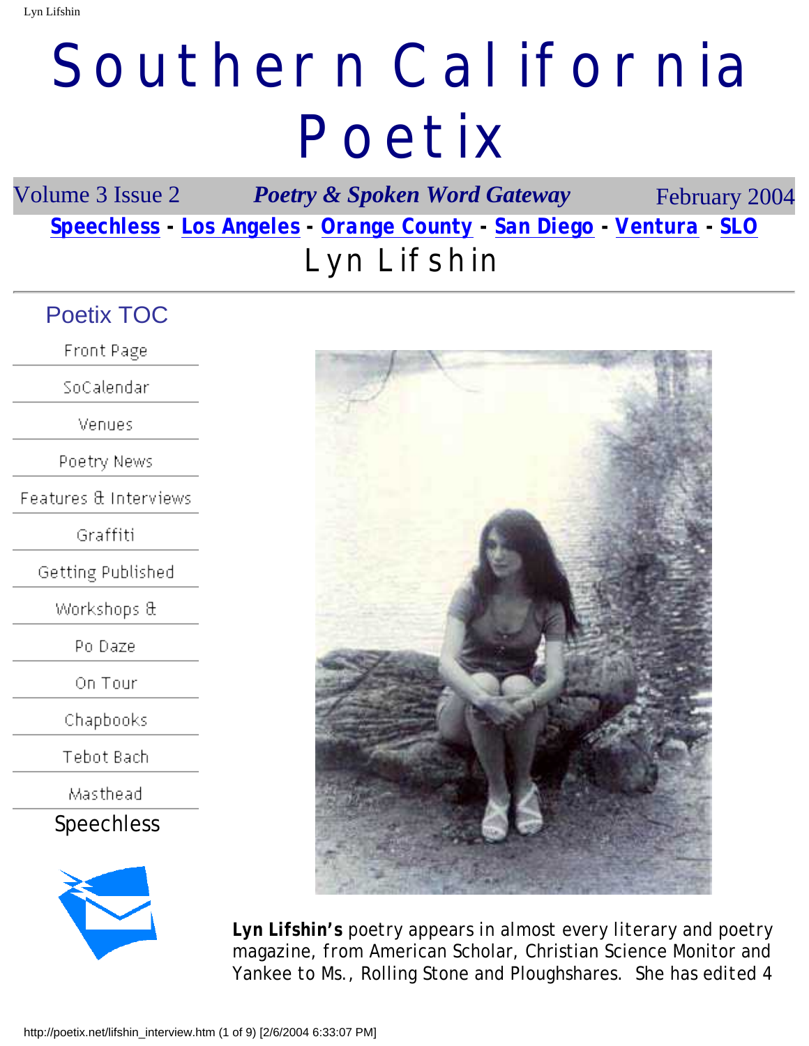# Southern California Poetix

Volume 3 Issue 2 — ***Poetry & Spoken Word Gateway*** — February 2004

**Speechless** - **Los Angeles** - **Orange County** - **San Diego** - **Ventura** - **SLO**

## Lyn Lifshin

### Poetix TOC

- Front Page
- SoCalendar
- Venues
- Poetry News
- Features & Interviews
- Graffiti
- Getting Published
- Workshops &
- Po Daze
- On Tour
- Chapbooks
- Tebot Bach
- Masthead
- Speechless

**Lyn Lifshin's** poetry appears in almost every literary and poetry magazine, from American Scholar, Christian Science Monitor and Yankee to Ms., Rolling Stone and Ploughshares. She has edited 4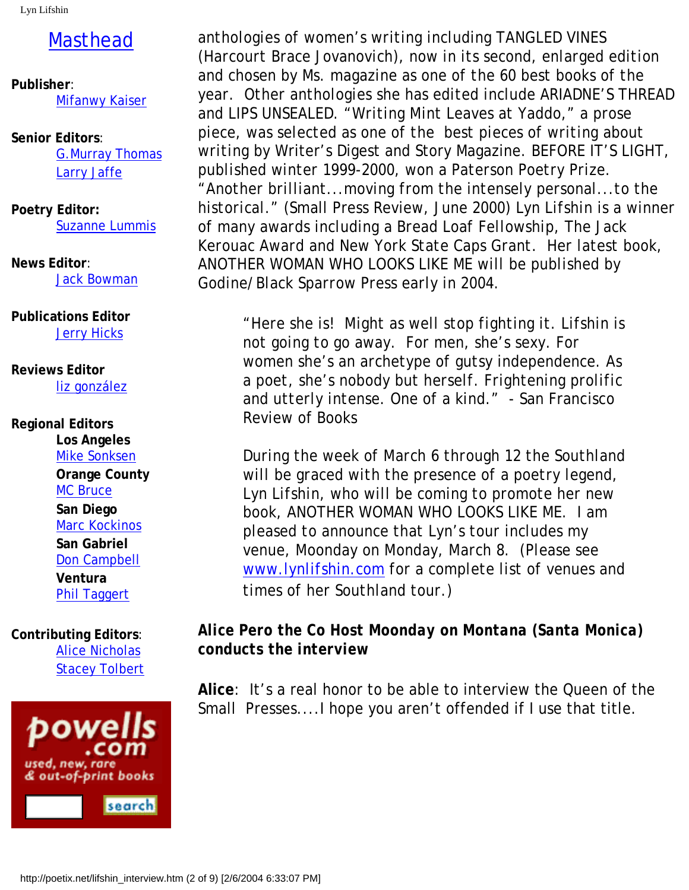## Masthead

**Publisher**:
Mifanwy Kaiser

**Senior Editors**:
G.Murray Thomas
Larry Jaffe

**Poetry Editor:**
Suzanne Lummis

**News Editor**:
Jack Bowman

**Publications Editor**
Jerry Hicks

**Reviews Editor**
liz gonzález

**Regional Editors**
**Los Angeles**
Mike Sonksen
**Orange County**
MC Bruce
**San Diego**
Marc Kockinos
**San Gabriel**
Don Campbell
**Ventura**
Phil Taggert

**Contributing Editors**:
Alice Nicholas
Stacey Tolbert

anthologies of women's writing including TANGLED VINES (Harcourt Brace Jovanovich), now in its second, enlarged edition and chosen by Ms. magazine as one of the 60 best books of the year. Other anthologies she has edited include ARIADNE'S THREAD and LIPS UNSEALED. "Writing Mint Leaves at Yaddo," a prose piece, was selected as one of the best pieces of writing about writing by Writer's Digest and Story Magazine. BEFORE IT'S LIGHT, published winter 1999-2000, won a Paterson Poetry Prize. "Another brilliant...moving from the intensely personal...to the historical." (Small Press Review, June 2000) Lyn Lifshin is a winner of many awards including a Bread Loaf Fellowship, The Jack Kerouac Award and New York State Caps Grant. Her latest book, ANOTHER WOMAN WHO LOOKS LIKE ME will be published by Godine/Black Sparrow Press early in 2004.

> "Here she is! Might as well stop fighting it. Lifshin is not going to go away. For men, she's sexy. For women she's an archetype of gutsy independence. As a poet, she's nobody but herself. Frightening prolific and utterly intense. One of a kind." - San Francisco Review of Books
>
> During the week of March 6 through 12 the Southland will be graced with the presence of a poetry legend, Lyn Lifshin, who will be coming to promote her new book, ANOTHER WOMAN WHO LOOKS LIKE ME. I am pleased to announce that Lyn's tour includes my venue, Moonday on Monday, March 8. (Please see www.lynlifshin.com for a complete list of venues and times of her Southland tour.)

**Alice Pero the Co Host Moonday on Montana (Santa Monica) conducts the interview**

**Alice**: It's a real honor to be able to interview the Queen of the Small Presses....I hope you aren't offended if I use that title.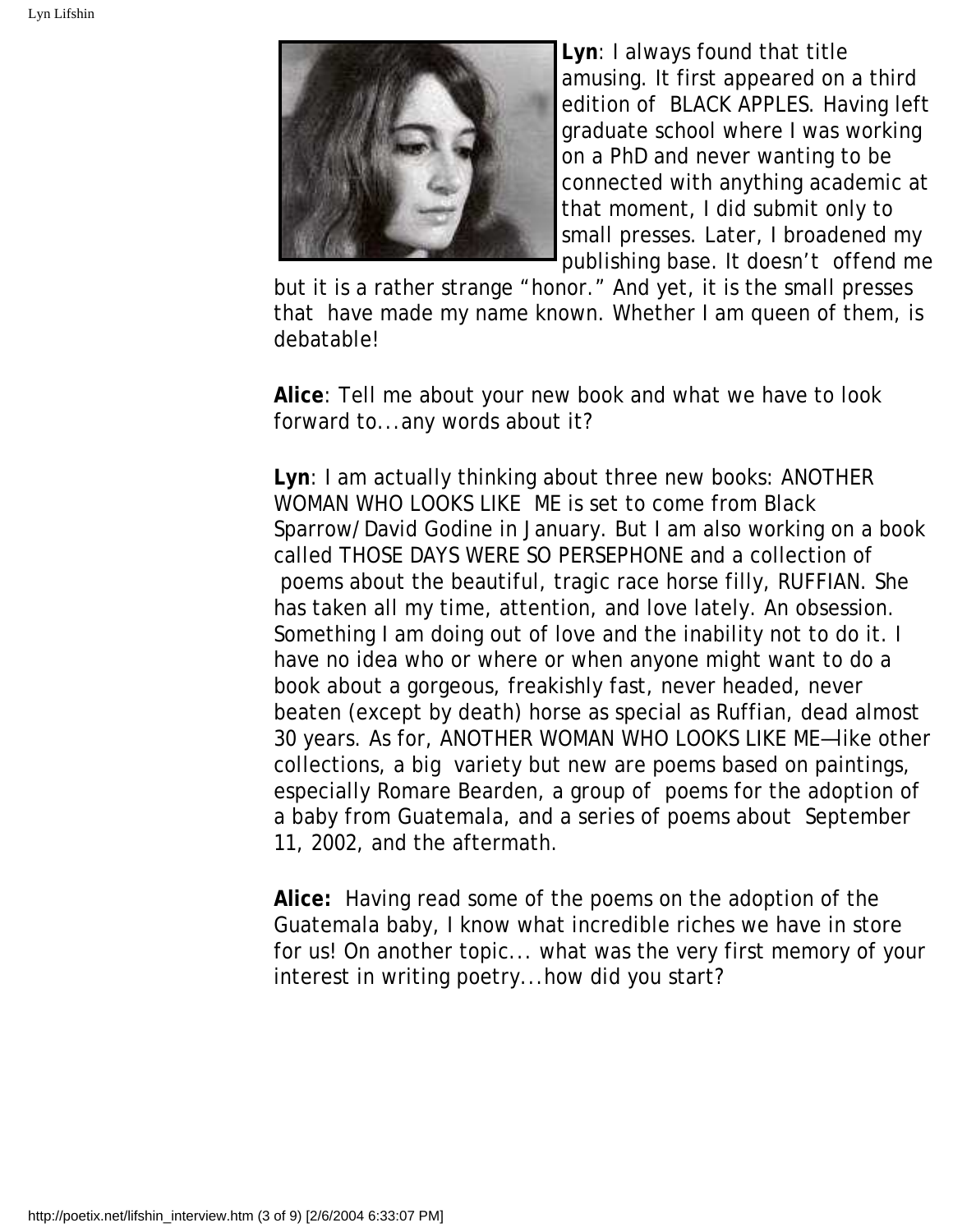**Lyn**: I always found that title amusing. It first appeared on a third edition of BLACK APPLES. Having left graduate school where I was working on a PhD and never wanting to be connected with anything academic at that moment, I did submit only to small presses. Later, I broadened my publishing base. It doesn't offend me but it is a rather strange "honor." And yet, it is the small presses that have made my name known. Whether I am queen of them, is debatable!

**Alice**: Tell me about your new book and what we have to look forward to...any words about it?

**Lyn**: I am actually thinking about three new books: ANOTHER WOMAN WHO LOOKS LIKE ME is set to come from Black Sparrow/David Godine in January. But I am also working on a book called THOSE DAYS WERE SO PERSEPHONE and a collection of poems about the beautiful, tragic race horse filly, RUFFIAN. She has taken all my time, attention, and love lately. An obsession. Something I am doing out of love and the inability not to do it. I have no idea who or where or when anyone might want to do a book about a gorgeous, freakishly fast, never headed, never beaten (except by death) horse as special as Ruffian, dead almost 30 years. As for, ANOTHER WOMAN WHO LOOKS LIKE ME—like other collections, a big variety but new are poems based on paintings, especially Romare Bearden, a group of poems for the adoption of a baby from Guatemala, and a series of poems about September 11, 2002, and the aftermath.

**Alice:** Having read some of the poems on the adoption of the Guatemala baby, I know what incredible riches we have in store for us! On another topic... what was the very first memory of your interest in writing poetry...how did you start?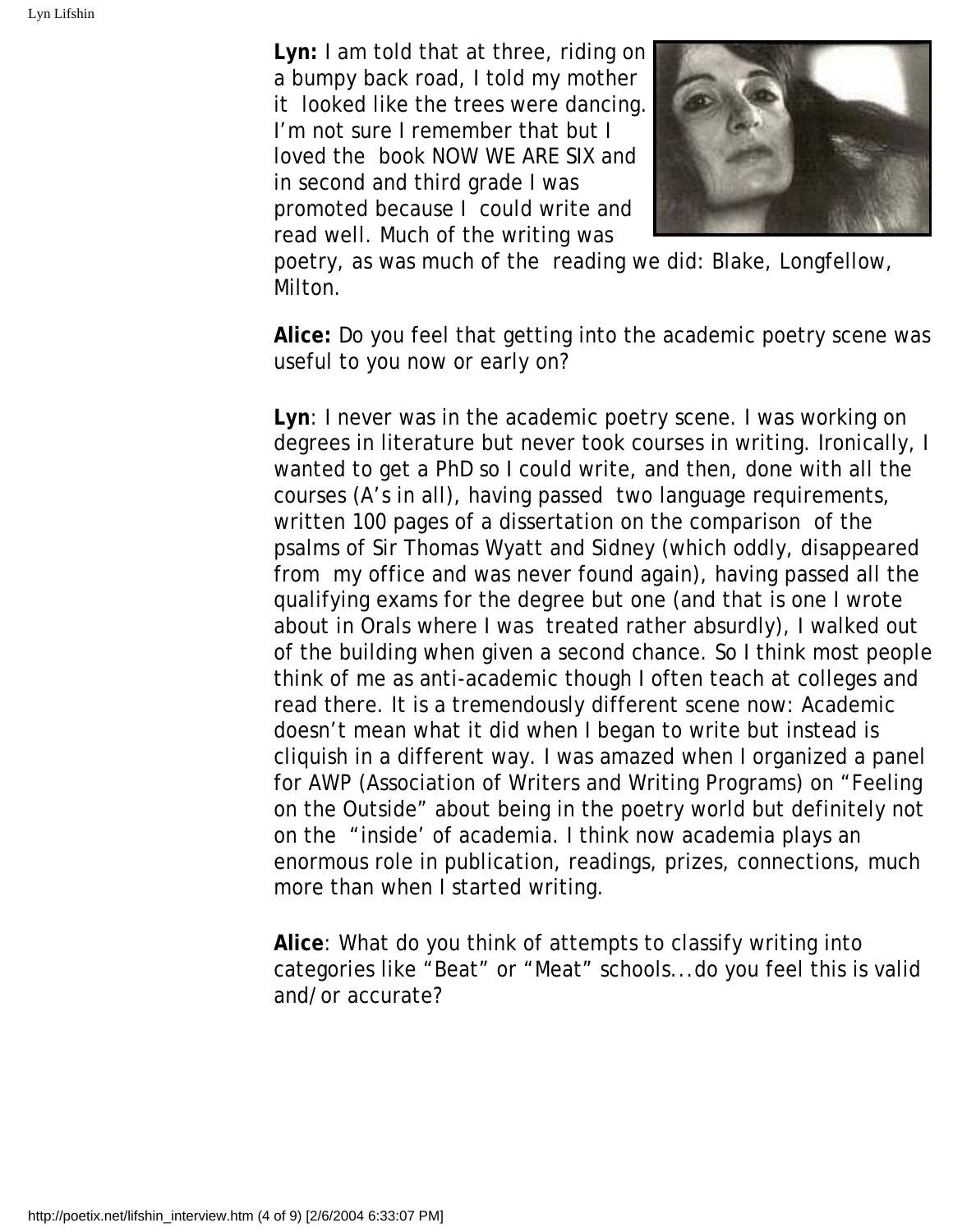**Lyn:** I am told that at three, riding on a bumpy back road, I told my mother it looked like the trees were dancing. I'm not sure I remember that but I loved the book NOW WE ARE SIX and in second and third grade I was promoted because I could write and read well. Much of the writing was poetry, as was much of the reading we did: Blake, Longfellow, Milton.

**Alice:** Do you feel that getting into the academic poetry scene was useful to you now or early on?

**Lyn**: I never was in the academic poetry scene. I was working on degrees in literature but never took courses in writing. Ironically, I wanted to get a PhD so I could write, and then, done with all the courses (A's in all), having passed two language requirements, written 100 pages of a dissertation on the comparison of the psalms of Sir Thomas Wyatt and Sidney (which oddly, disappeared from my office and was never found again), having passed all the qualifying exams for the degree but one (and that is one I wrote about in Orals where I was treated rather absurdly), I walked out of the building when given a second chance. So I think most people think of me as anti-academic though I often teach at colleges and read there. It is a tremendously different scene now: Academic doesn't mean what it did when I began to write but instead is cliquish in a different way. I was amazed when I organized a panel for AWP (Association of Writers and Writing Programs) on "Feeling on the Outside" about being in the poetry world but definitely not on the "inside' of academia. I think now academia plays an enormous role in publication, readings, prizes, connections, much more than when I started writing.

**Alice**: What do you think of attempts to classify writing into categories like "Beat" or "Meat" schools...do you feel this is valid and/or accurate?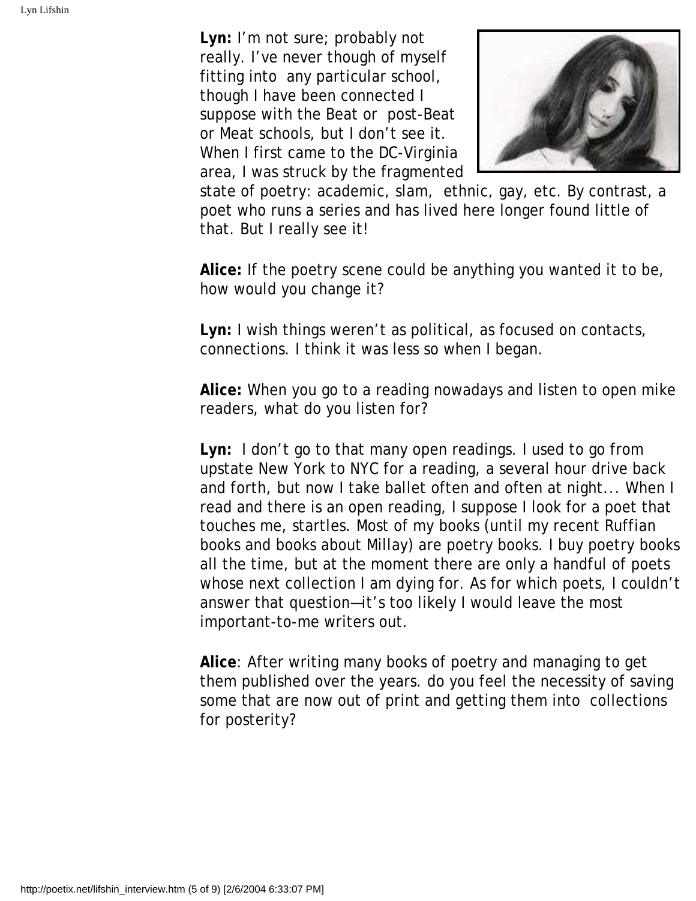**Lyn:** I'm not sure; probably not really. I've never though of myself fitting into any particular school, though I have been connected I suppose with the Beat or post-Beat or Meat schools, but I don't see it. When I first came to the DC-Virginia area, I was struck by the fragmented state of poetry: academic, slam, ethnic, gay, etc. By contrast, a poet who runs a series and has lived here longer found little of that. But I really see it!

**Alice:** If the poetry scene could be anything you wanted it to be, how would you change it?

**Lyn:** I wish things weren't as political, as focused on contacts, connections. I think it was less so when I began.

**Alice:** When you go to a reading nowadays and listen to open mike readers, what do you listen for?

**Lyn:** I don't go to that many open readings. I used to go from upstate New York to NYC for a reading, a several hour drive back and forth, but now I take ballet often and often at night... When I read and there is an open reading, I suppose I look for a poet that touches me, startles. Most of my books (until my recent Ruffian books and books about Millay) are poetry books. I buy poetry books all the time, but at the moment there are only a handful of poets whose next collection I am dying for. As for which poets, I couldn't answer that question—it's too likely I would leave the most important-to-me writers out.

**Alice**: After writing many books of poetry and managing to get them published over the years. do you feel the necessity of saving some that are now out of print and getting them into collections for posterity?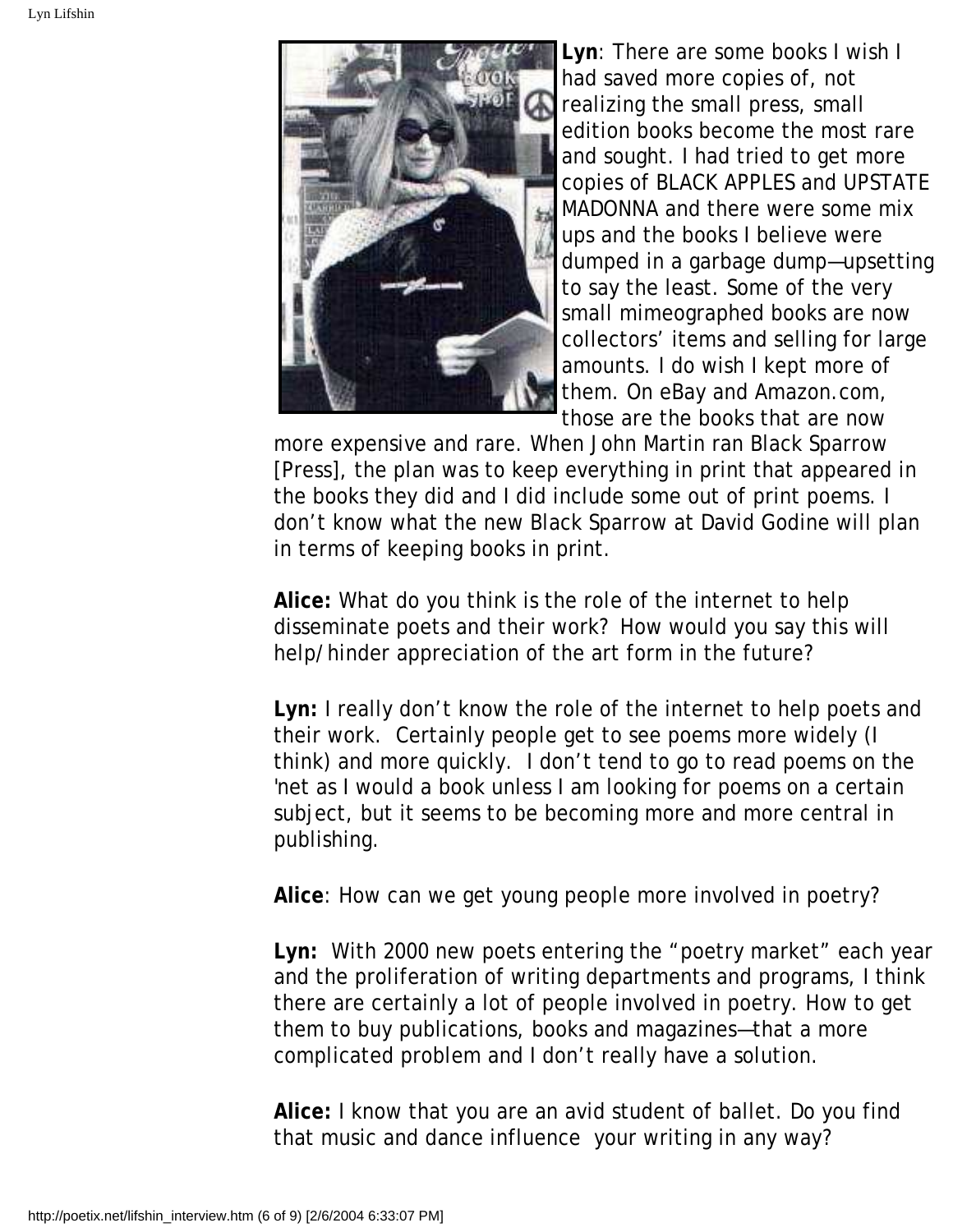**Lyn**: There are some books I wish I had saved more copies of, not realizing the small press, small edition books become the most rare and sought. I had tried to get more copies of BLACK APPLES and UPSTATE MADONNA and there were some mix ups and the books I believe were dumped in a garbage dump—upsetting to say the least. Some of the very small mimeographed books are now collectors' items and selling for large amounts. I do wish I kept more of them. On eBay and Amazon.com, those are the books that are now more expensive and rare. When John Martin ran Black Sparrow [Press], the plan was to keep everything in print that appeared in the books they did and I did include some out of print poems. I don't know what the new Black Sparrow at David Godine will plan in terms of keeping books in print.

**Alice:** What do you think is the role of the internet to help disseminate poets and their work? How would you say this will help/hinder appreciation of the art form in the future?

**Lyn:** I really don't know the role of the internet to help poets and their work. Certainly people get to see poems more widely (I think) and more quickly. I don't tend to go to read poems on the 'net as I would a book unless I am looking for poems on a certain subject, but it seems to be becoming more and more central in publishing.

**Alice**: How can we get young people more involved in poetry?

**Lyn:** With 2000 new poets entering the "poetry market" each year and the proliferation of writing departments and programs, I think there are certainly a lot of people involved in poetry. How to get them to buy publications, books and magazines—that a more complicated problem and I don't really have a solution.

**Alice:** I know that you are an avid student of ballet. Do you find that music and dance influence your writing in any way?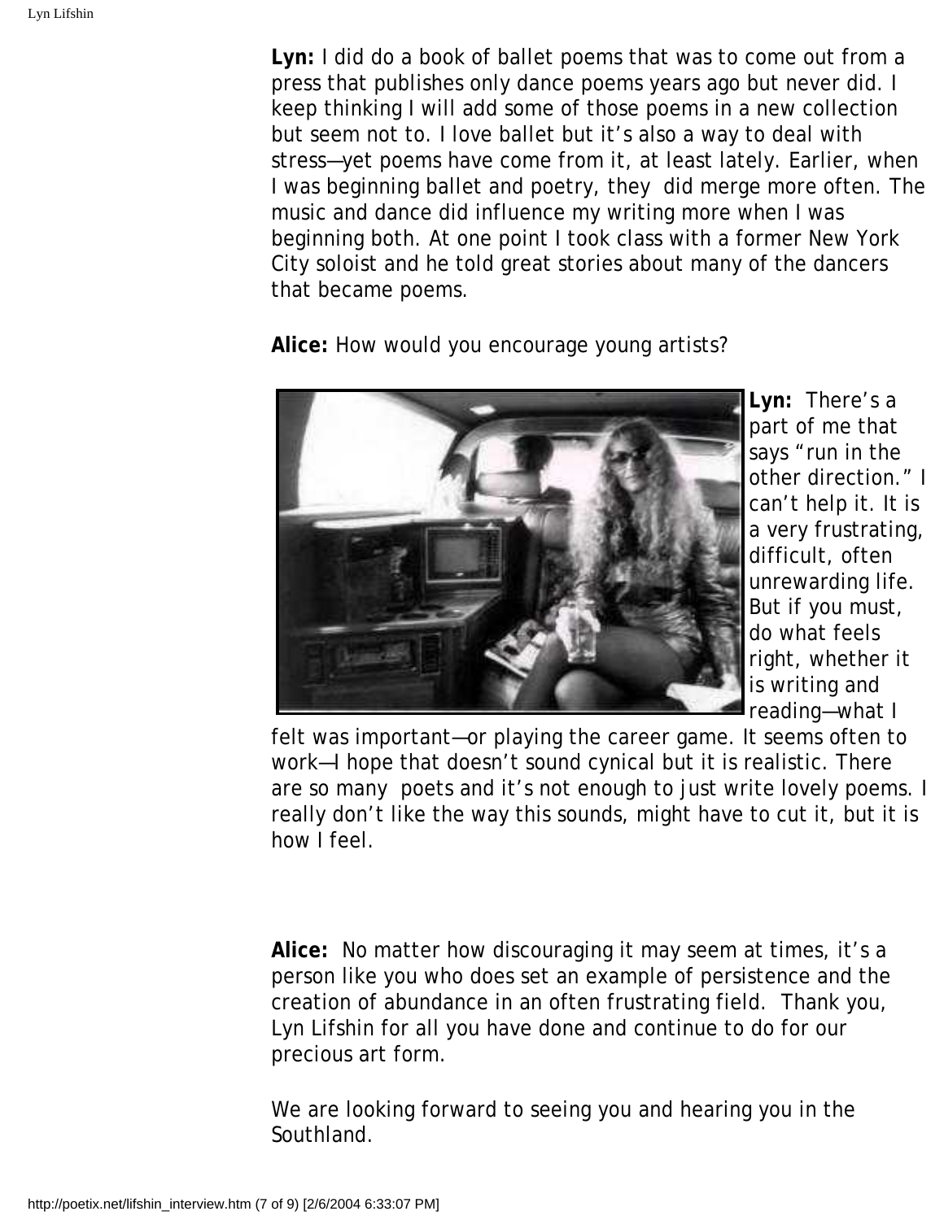**Lyn:** I did do a book of ballet poems that was to come out from a press that publishes only dance poems years ago but never did. I keep thinking I will add some of those poems in a new collection but seem not to. I love ballet but it's also a way to deal with stress—yet poems have come from it, at least lately. Earlier, when I was beginning ballet and poetry, they did merge more often. The music and dance did influence my writing more when I was beginning both. At one point I took class with a former New York City soloist and he told great stories about many of the dancers that became poems.

**Alice:** How would you encourage young artists?

**Lyn:** There's a part of me that says "run in the other direction." I can't help it. It is a very frustrating, difficult, often unrewarding life. But if you must, do what feels right, whether it is writing and reading—what I felt was important—or playing the career game. It seems often to work—I hope that doesn't sound cynical but it is realistic. There are so many poets and it's not enough to just write lovely poems. I really don't like the way this sounds, might have to cut it, but it is how I feel.

**Alice:** No matter how discouraging it may seem at times, it's a person like you who does set an example of persistence and the creation of abundance in an often frustrating field. Thank you, Lyn Lifshin for all you have done and continue to do for our precious art form.

We are looking forward to seeing you and hearing you in the Southland.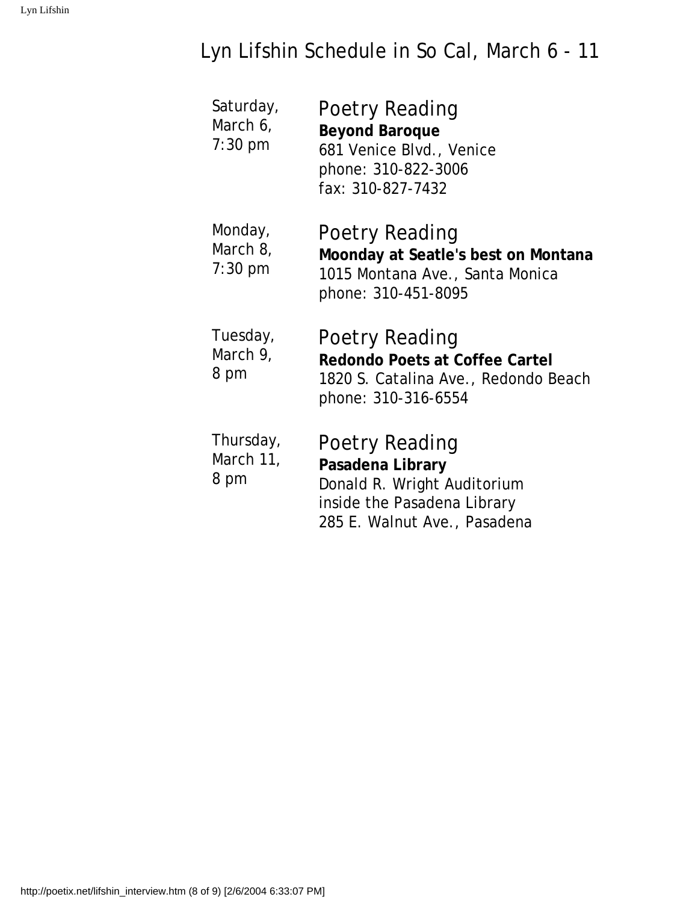# Lyn Lifshin Schedule in So Cal, March 6 - 11

| | |
|---|---|
| Saturday, March 6, 7:30 pm | Poetry Reading<br>**Beyond Baroque**<br>681 Venice Blvd., Venice<br>phone: 310-822-3006<br>fax: 310-827-7432 |
| Monday, March 8, 7:30 pm | Poetry Reading<br>**Moonday at Seatle's best on Montana**<br>1015 Montana Ave., Santa Monica<br>phone: 310-451-8095 |
| Tuesday, March 9, 8 pm | Poetry Reading<br>**Redondo Poets at Coffee Cartel**<br>1820 S. Catalina Ave., Redondo Beach<br>phone: 310-316-6554 |
| Thursday, March 11, 8 pm | Poetry Reading<br>**Pasadena Library**<br>Donald R. Wright Auditorium<br>inside the Pasadena Library<br>285 E. Walnut Ave., Pasadena |